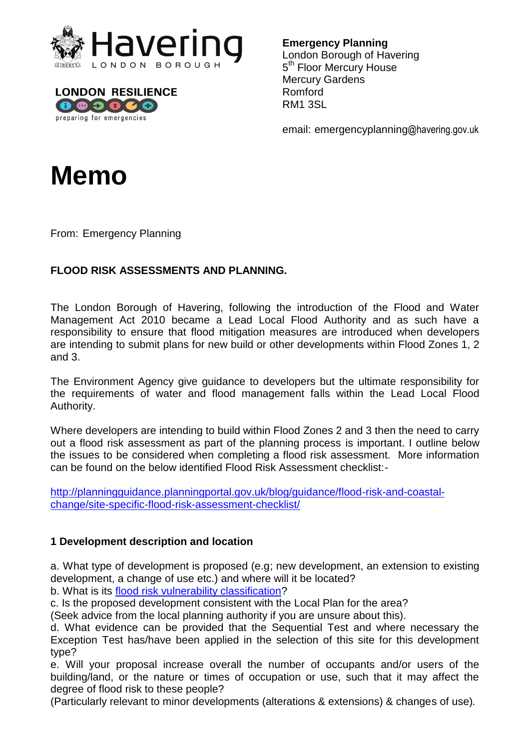Havering LONDON BOROUGH

LONDON RESILIENCE
preparing for emergencies

**Emergency Planning**
London Borough of Havering
5th Floor Mercury House
Mercury Gardens
Romford
RM1 3SL

email: emergencyplanning@havering.gov.uk

# Memo

From: Emergency Planning

**FLOOD RISK ASSESSMENTS AND PLANNING.**

The London Borough of Havering, following the introduction of the Flood and Water Management Act 2010 became a Lead Local Flood Authority and as such have a responsibility to ensure that flood mitigation measures are introduced when developers are intending to submit plans for new build or other developments within Flood Zones 1, 2 and 3.

The Environment Agency give guidance to developers but the ultimate responsibility for the requirements of water and flood management falls within the Lead Local Flood Authority.

Where developers are intending to build within Flood Zones 2 and 3 then the need to carry out a flood risk assessment as part of the planning process is important. I outline below the issues to be considered when completing a flood risk assessment. More information can be found on the below identified Flood Risk Assessment checklist:-

[http://planningguidance.planningportal.gov.uk/blog/guidance/flood-risk-and-coastal-change/site-specific-flood-risk-assessment-checklist/](http://planningguidance.planningportal.gov.uk/blog/guidance/flood-risk-and-coastal-change/site-specific-flood-risk-assessment-checklist/)

**1 Development description and location**

a. What type of development is proposed (e.g; new development, an extension to existing development, a change of use etc.) and where will it be located?
b. What is its flood risk vulnerability classification?
c. Is the proposed development consistent with the Local Plan for the area?
(Seek advice from the local planning authority if you are unsure about this).
d. What evidence can be provided that the Sequential Test and where necessary the Exception Test has/have been applied in the selection of this site for this development type?
e. Will your proposal increase overall the number of occupants and/or users of the building/land, or the nature or times of occupation or use, such that it may affect the degree of flood risk to these people?
(Particularly relevant to minor developments (alterations & extensions) & changes of use).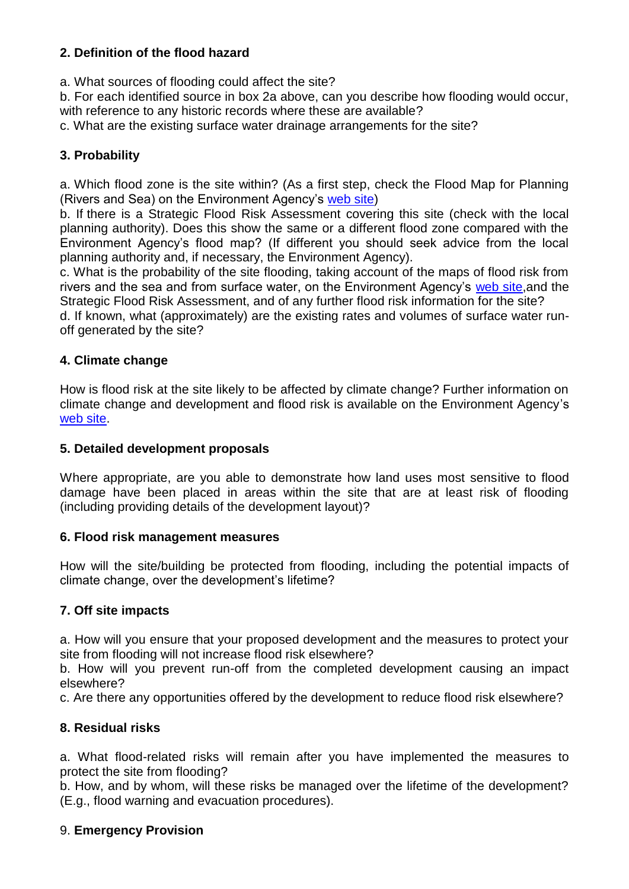## 2. Definition of the flood hazard

a. What sources of flooding could affect the site?
b. For each identified source in box 2a above, can you describe how flooding would occur, with reference to any historic records where these are available?
c. What are the existing surface water drainage arrangements for the site?

## 3. Probability

a. Which flood zone is the site within? (As a first step, check the Flood Map for Planning (Rivers and Sea) on the Environment Agency's web site)
b. If there is a Strategic Flood Risk Assessment covering this site (check with the local planning authority). Does this show the same or a different flood zone compared with the Environment Agency's flood map? (If different you should seek advice from the local planning authority and, if necessary, the Environment Agency).
c. What is the probability of the site flooding, taking account of the maps of flood risk from rivers and the sea and from surface water, on the Environment Agency's web site,and the Strategic Flood Risk Assessment, and of any further flood risk information for the site?
d. If known, what (approximately) are the existing rates and volumes of surface water run-off generated by the site?

## 4. Climate change

How is flood risk at the site likely to be affected by climate change? Further information on climate change and development and flood risk is available on the Environment Agency's web site.

## 5. Detailed development proposals

Where appropriate, are you able to demonstrate how land uses most sensitive to flood damage have been placed in areas within the site that are at least risk of flooding (including providing details of the development layout)?

## 6. Flood risk management measures

How will the site/building be protected from flooding, including the potential impacts of climate change, over the development's lifetime?

## 7. Off site impacts

a. How will you ensure that your proposed development and the measures to protect your site from flooding will not increase flood risk elsewhere?
b. How will you prevent run-off from the completed development causing an impact elsewhere?
c. Are there any opportunities offered by the development to reduce flood risk elsewhere?

## 8. Residual risks

a. What flood-related risks will remain after you have implemented the measures to protect the site from flooding?
b. How, and by whom, will these risks be managed over the lifetime of the development? (E.g., flood warning and evacuation procedures).

## 9. **Emergency Provision**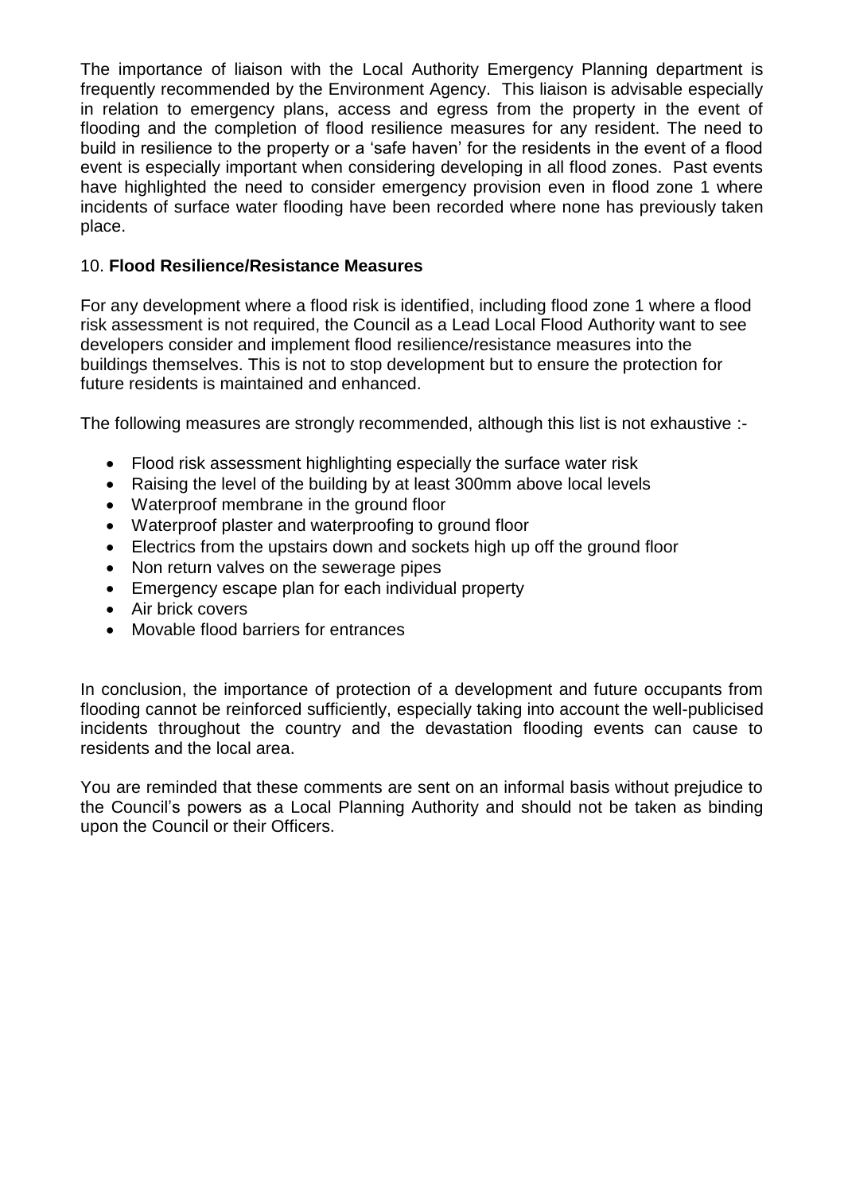The importance of liaison with the Local Authority Emergency Planning department is frequently recommended by the Environment Agency. This liaison is advisable especially in relation to emergency plans, access and egress from the property in the event of flooding and the completion of flood resilience measures for any resident. The need to build in resilience to the property or a 'safe haven' for the residents in the event of a flood event is especially important when considering developing in all flood zones. Past events have highlighted the need to consider emergency provision even in flood zone 1 where incidents of surface water flooding have been recorded where none has previously taken place.

## 10. **Flood Resilience/Resistance Measures**

For any development where a flood risk is identified, including flood zone 1 where a flood risk assessment is not required, the Council as a Lead Local Flood Authority want to see developers consider and implement flood resilience/resistance measures into the buildings themselves. This is not to stop development but to ensure the protection for future residents is maintained and enhanced.

The following measures are strongly recommended, although this list is not exhaustive :-

- Flood risk assessment highlighting especially the surface water risk
- Raising the level of the building by at least 300mm above local levels
- Waterproof membrane in the ground floor
- Waterproof plaster and waterproofing to ground floor
- Electrics from the upstairs down and sockets high up off the ground floor
- Non return valves on the sewerage pipes
- Emergency escape plan for each individual property
- Air brick covers
- Movable flood barriers for entrances

In conclusion, the importance of protection of a development and future occupants from flooding cannot be reinforced sufficiently, especially taking into account the well-publicised incidents throughout the country and the devastation flooding events can cause to residents and the local area.

You are reminded that these comments are sent on an informal basis without prejudice to the Council's powers as a Local Planning Authority and should not be taken as binding upon the Council or their Officers.